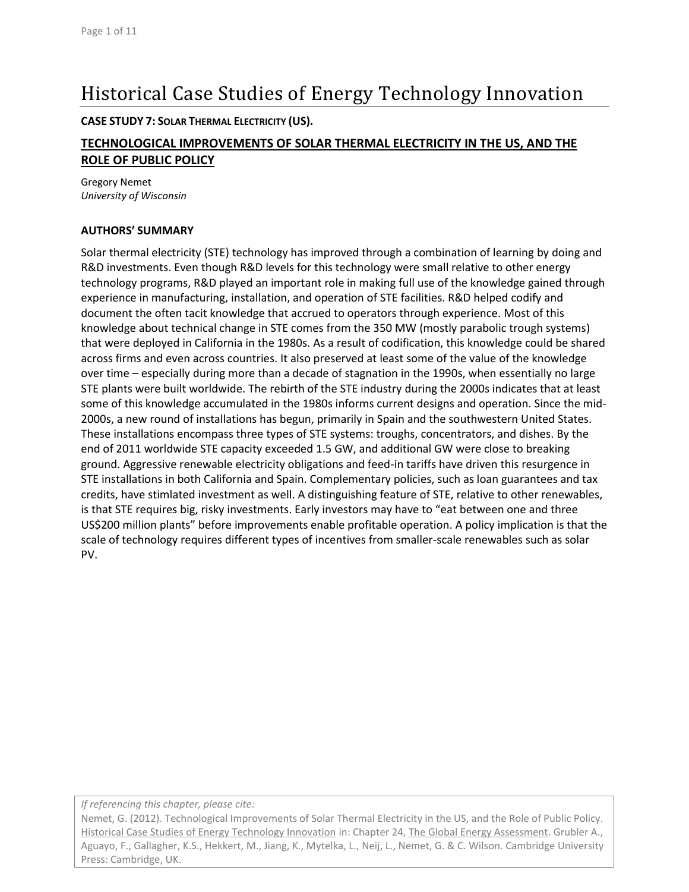# Historical Case Studies of Energy Technology Innovation

**CASE STUDY 7: SOLAR THERMAL ELECTRICITY (US).**

## TECHNOLOGICAL IMPROVEMENTS OF SOLAR THERMAL ELECTRICITY IN THE US, AND THE ROLE OF PUBLIC POLICY

Gregory Nemet
*University of Wisconsin*

### AUTHORS' SUMMARY

Solar thermal electricity (STE) technology has improved through a combination of learning by doing and R&D investments. Even though R&D levels for this technology were small relative to other energy technology programs, R&D played an important role in making full use of the knowledge gained through experience in manufacturing, installation, and operation of STE facilities. R&D helped codify and document the often tacit knowledge that accrued to operators through experience. Most of this knowledge about technical change in STE comes from the 350 MW (mostly parabolic trough systems) that were deployed in California in the 1980s. As a result of codification, this knowledge could be shared across firms and even across countries. It also preserved at least some of the value of the knowledge over time – especially during more than a decade of stagnation in the 1990s, when essentially no large STE plants were built worldwide. The rebirth of the STE industry during the 2000s indicates that at least some of this knowledge accumulated in the 1980s informs current designs and operation. Since the mid-2000s, a new round of installations has begun, primarily in Spain and the southwestern United States. These installations encompass three types of STE systems: troughs, concentrators, and dishes. By the end of 2011 worldwide STE capacity exceeded 1.5 GW, and additional GW were close to breaking ground. Aggressive renewable electricity obligations and feed-in tariffs have driven this resurgence in STE installations in both California and Spain. Complementary policies, such as loan guarantees and tax credits, have stimlated investment as well. A distinguishing feature of STE, relative to other renewables, is that STE requires big, risky investments. Early investors may have to "eat between one and three US$200 million plants" before improvements enable profitable operation. A policy implication is that the scale of technology requires different types of incentives from smaller-scale renewables such as solar PV.

*If referencing this chapter, please cite:*
Nemet, G. (2012). Technological Improvements of Solar Thermal Electricity in the US, and the Role of Public Policy. Historical Case Studies of Energy Technology Innovation in: Chapter 24, The Global Energy Assessment. Grubler A., Aguayo, F., Gallagher, K.S., Hekkert, M., Jiang, K., Mytelka, L., Neij, L., Nemet, G. & C. Wilson. Cambridge University Press: Cambridge, UK.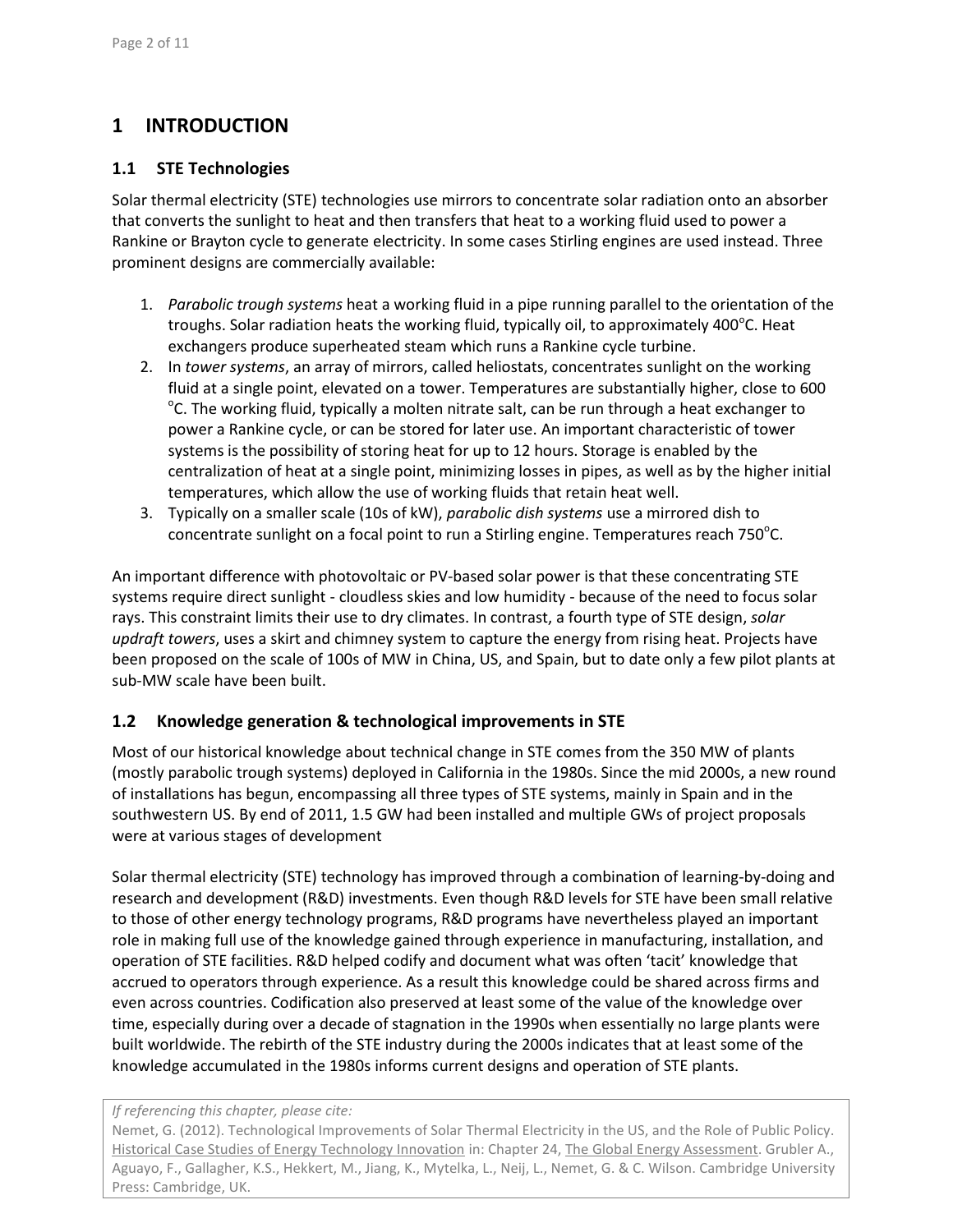# 1 INTRODUCTION

## 1.1 STE Technologies

Solar thermal electricity (STE) technologies use mirrors to concentrate solar radiation onto an absorber that converts the sunlight to heat and then transfers that heat to a working fluid used to power a Rankine or Brayton cycle to generate electricity. In some cases Stirling engines are used instead. Three prominent designs are commercially available:

1. *Parabolic trough systems* heat a working fluid in a pipe running parallel to the orientation of the troughs. Solar radiation heats the working fluid, typically oil, to approximately 400°C. Heat exchangers produce superheated steam which runs a Rankine cycle turbine.
2. In *tower systems*, an array of mirrors, called heliostats, concentrates sunlight on the working fluid at a single point, elevated on a tower. Temperatures are substantially higher, close to 600 °C. The working fluid, typically a molten nitrate salt, can be run through a heat exchanger to power a Rankine cycle, or can be stored for later use. An important characteristic of tower systems is the possibility of storing heat for up to 12 hours. Storage is enabled by the centralization of heat at a single point, minimizing losses in pipes, as well as by the higher initial temperatures, which allow the use of working fluids that retain heat well.
3. Typically on a smaller scale (10s of kW), *parabolic dish systems* use a mirrored dish to concentrate sunlight on a focal point to run a Stirling engine. Temperatures reach 750°C.

An important difference with photovoltaic or PV-based solar power is that these concentrating STE systems require direct sunlight - cloudless skies and low humidity - because of the need to focus solar rays. This constraint limits their use to dry climates. In contrast, a fourth type of STE design, *solar updraft towers*, uses a skirt and chimney system to capture the energy from rising heat. Projects have been proposed on the scale of 100s of MW in China, US, and Spain, but to date only a few pilot plants at sub-MW scale have been built.

## 1.2 Knowledge generation & technological improvements in STE

Most of our historical knowledge about technical change in STE comes from the 350 MW of plants (mostly parabolic trough systems) deployed in California in the 1980s. Since the mid 2000s, a new round of installations has begun, encompassing all three types of STE systems, mainly in Spain and in the southwestern US. By end of 2011, 1.5 GW had been installed and multiple GWs of project proposals were at various stages of development

Solar thermal electricity (STE) technology has improved through a combination of learning-by-doing and research and development (R&D) investments. Even though R&D levels for STE have been small relative to those of other energy technology programs, R&D programs have nevertheless played an important role in making full use of the knowledge gained through experience in manufacturing, installation, and operation of STE facilities. R&D helped codify and document what was often 'tacit' knowledge that accrued to operators through experience. As a result this knowledge could be shared across firms and even across countries. Codification also preserved at least some of the value of the knowledge over time, especially during over a decade of stagnation in the 1990s when essentially no large plants were built worldwide. The rebirth of the STE industry during the 2000s indicates that at least some of the knowledge accumulated in the 1980s informs current designs and operation of STE plants.

*If referencing this chapter, please cite:*
Nemet, G. (2012). Technological Improvements of Solar Thermal Electricity in the US, and the Role of Public Policy. Historical Case Studies of Energy Technology Innovation in: Chapter 24, The Global Energy Assessment. Grubler A., Aguayo, F., Gallagher, K.S., Hekkert, M., Jiang, K., Mytelka, L., Neij, L., Nemet, G. & C. Wilson. Cambridge University Press: Cambridge, UK.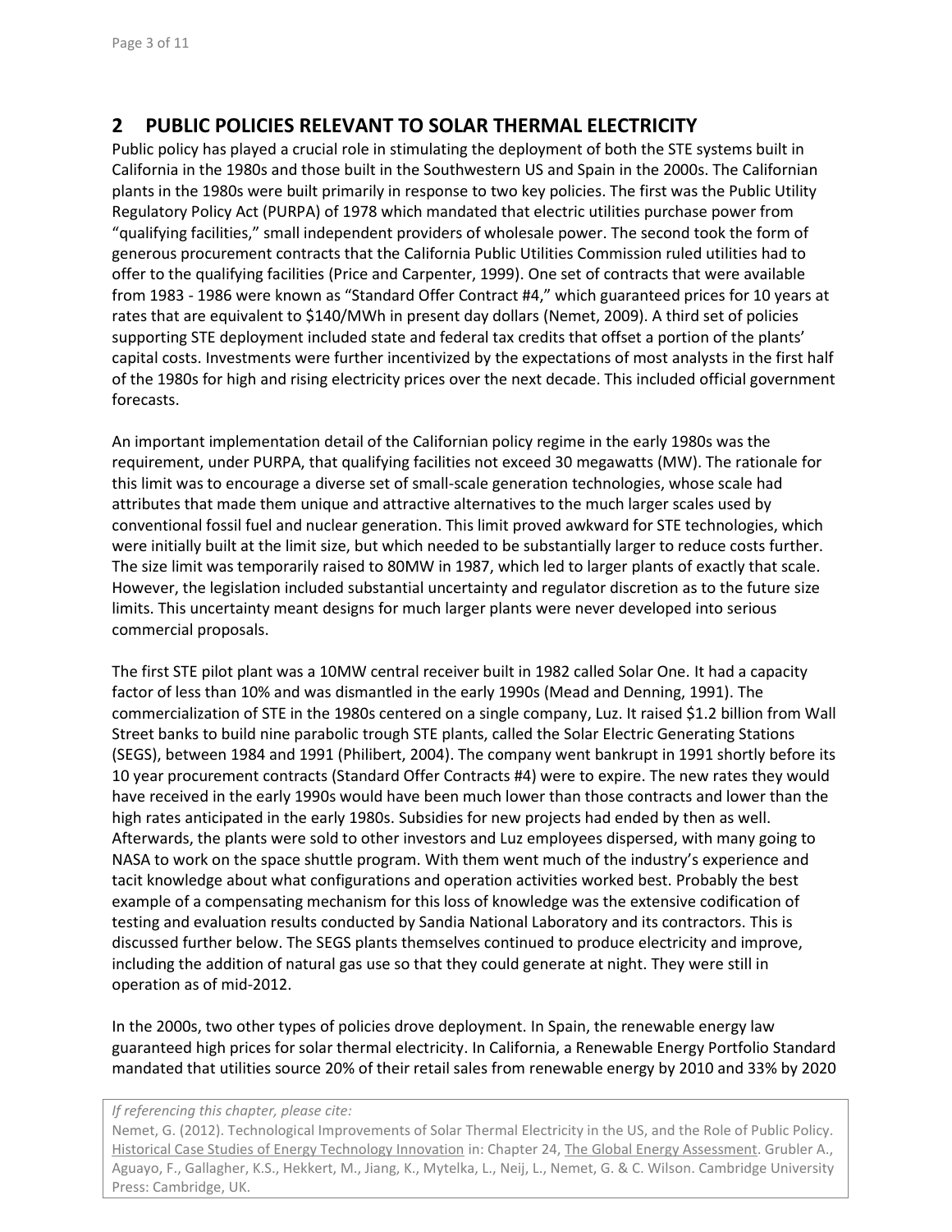## 2 PUBLIC POLICIES RELEVANT TO SOLAR THERMAL ELECTRICITY

Public policy has played a crucial role in stimulating the deployment of both the STE systems built in California in the 1980s and those built in the Southwestern US and Spain in the 2000s. The Californian plants in the 1980s were built primarily in response to two key policies. The first was the Public Utility Regulatory Policy Act (PURPA) of 1978 which mandated that electric utilities purchase power from "qualifying facilities," small independent providers of wholesale power. The second took the form of generous procurement contracts that the California Public Utilities Commission ruled utilities had to offer to the qualifying facilities (Price and Carpenter, 1999). One set of contracts that were available from 1983 - 1986 were known as "Standard Offer Contract #4," which guaranteed prices for 10 years at rates that are equivalent to \$140/MWh in present day dollars (Nemet, 2009). A third set of policies supporting STE deployment included state and federal tax credits that offset a portion of the plants' capital costs. Investments were further incentivized by the expectations of most analysts in the first half of the 1980s for high and rising electricity prices over the next decade. This included official government forecasts.

An important implementation detail of the Californian policy regime in the early 1980s was the requirement, under PURPA, that qualifying facilities not exceed 30 megawatts (MW). The rationale for this limit was to encourage a diverse set of small-scale generation technologies, whose scale had attributes that made them unique and attractive alternatives to the much larger scales used by conventional fossil fuel and nuclear generation. This limit proved awkward for STE technologies, which were initially built at the limit size, but which needed to be substantially larger to reduce costs further. The size limit was temporarily raised to 80MW in 1987, which led to larger plants of exactly that scale. However, the legislation included substantial uncertainty and regulator discretion as to the future size limits. This uncertainty meant designs for much larger plants were never developed into serious commercial proposals.

The first STE pilot plant was a 10MW central receiver built in 1982 called Solar One. It had a capacity factor of less than 10% and was dismantled in the early 1990s (Mead and Denning, 1991). The commercialization of STE in the 1980s centered on a single company, Luz. It raised \$1.2 billion from Wall Street banks to build nine parabolic trough STE plants, called the Solar Electric Generating Stations (SEGS), between 1984 and 1991 (Philibert, 2004). The company went bankrupt in 1991 shortly before its 10 year procurement contracts (Standard Offer Contracts #4) were to expire. The new rates they would have received in the early 1990s would have been much lower than those contracts and lower than the high rates anticipated in the early 1980s. Subsidies for new projects had ended by then as well. Afterwards, the plants were sold to other investors and Luz employees dispersed, with many going to NASA to work on the space shuttle program. With them went much of the industry's experience and tacit knowledge about what configurations and operation activities worked best. Probably the best example of a compensating mechanism for this loss of knowledge was the extensive codification of testing and evaluation results conducted by Sandia National Laboratory and its contractors. This is discussed further below. The SEGS plants themselves continued to produce electricity and improve, including the addition of natural gas use so that they could generate at night. They were still in operation as of mid-2012.

In the 2000s, two other types of policies drove deployment. In Spain, the renewable energy law guaranteed high prices for solar thermal electricity. In California, a Renewable Energy Portfolio Standard mandated that utilities source 20% of their retail sales from renewable energy by 2010 and 33% by 2020

*If referencing this chapter, please cite:*
Nemet, G. (2012). Technological Improvements of Solar Thermal Electricity in the US, and the Role of Public Policy. Historical Case Studies of Energy Technology Innovation in: Chapter 24, The Global Energy Assessment. Grubler A., Aguayo, F., Gallagher, K.S., Hekkert, M., Jiang, K., Mytelka, L., Neij, L., Nemet, G. & C. Wilson. Cambridge University Press: Cambridge, UK.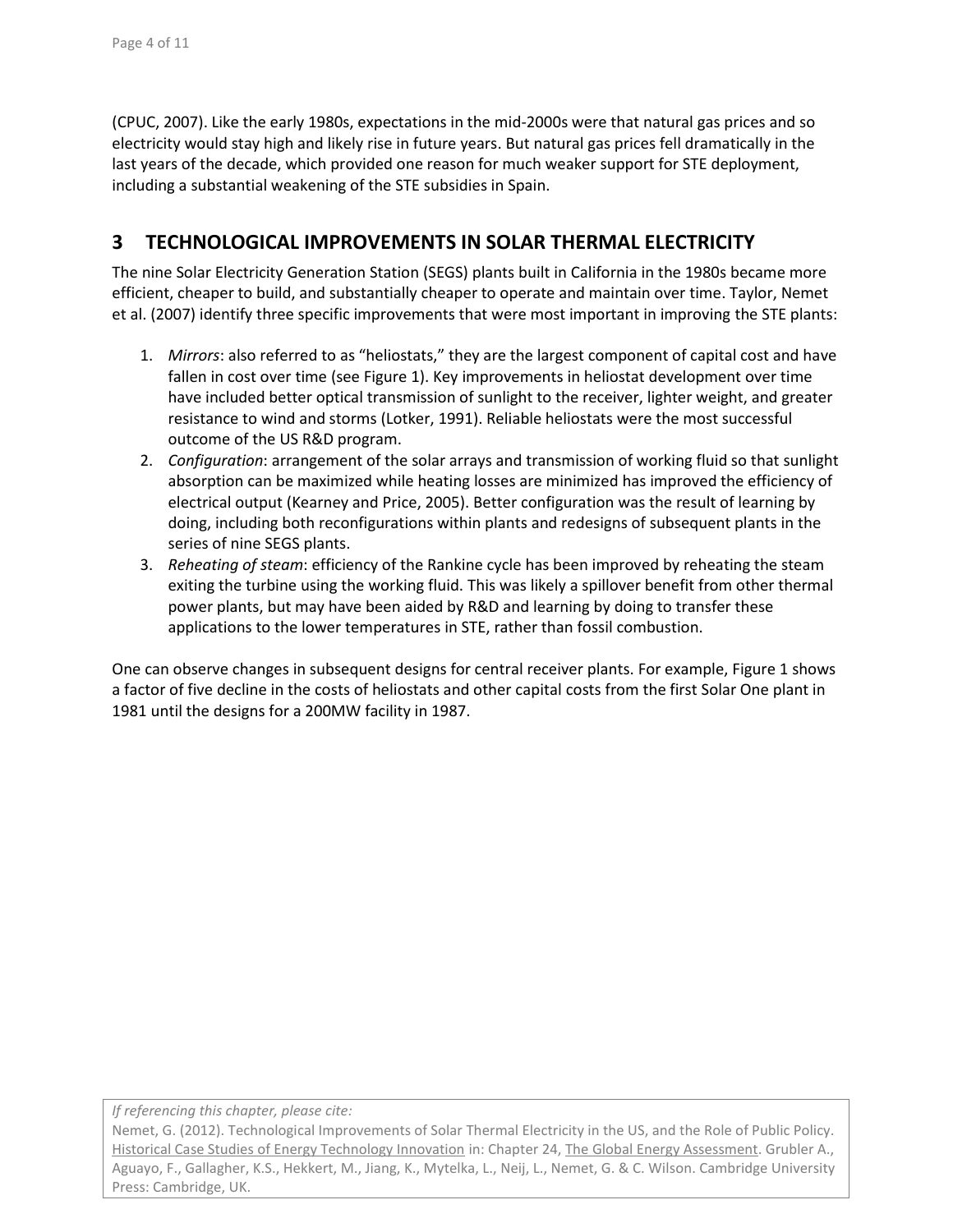(CPUC, 2007). Like the early 1980s, expectations in the mid-2000s were that natural gas prices and so electricity would stay high and likely rise in future years. But natural gas prices fell dramatically in the last years of the decade, which provided one reason for much weaker support for STE deployment, including a substantial weakening of the STE subsidies in Spain.

## 3 TECHNOLOGICAL IMPROVEMENTS IN SOLAR THERMAL ELECTRICITY

The nine Solar Electricity Generation Station (SEGS) plants built in California in the 1980s became more efficient, cheaper to build, and substantially cheaper to operate and maintain over time. Taylor, Nemet et al. (2007) identify three specific improvements that were most important in improving the STE plants:

1. *Mirrors*: also referred to as "heliostats," they are the largest component of capital cost and have fallen in cost over time (see Figure 1). Key improvements in heliostat development over time have included better optical transmission of sunlight to the receiver, lighter weight, and greater resistance to wind and storms (Lotker, 1991). Reliable heliostats were the most successful outcome of the US R&D program.
2. *Configuration*: arrangement of the solar arrays and transmission of working fluid so that sunlight absorption can be maximized while heating losses are minimized has improved the efficiency of electrical output (Kearney and Price, 2005). Better configuration was the result of learning by doing, including both reconfigurations within plants and redesigns of subsequent plants in the series of nine SEGS plants.
3. *Reheating of steam*: efficiency of the Rankine cycle has been improved by reheating the steam exiting the turbine using the working fluid. This was likely a spillover benefit from other thermal power plants, but may have been aided by R&D and learning by doing to transfer these applications to the lower temperatures in STE, rather than fossil combustion.

One can observe changes in subsequent designs for central receiver plants. For example, Figure 1 shows a factor of five decline in the costs of heliostats and other capital costs from the first Solar One plant in 1981 until the designs for a 200MW facility in 1987.

*If referencing this chapter, please cite:*
Nemet, G. (2012). Technological Improvements of Solar Thermal Electricity in the US, and the Role of Public Policy. Historical Case Studies of Energy Technology Innovation in: Chapter 24, The Global Energy Assessment. Grubler A., Aguayo, F., Gallagher, K.S., Hekkert, M., Jiang, K., Mytelka, L., Neij, L., Nemet, G. & C. Wilson. Cambridge University Press: Cambridge, UK.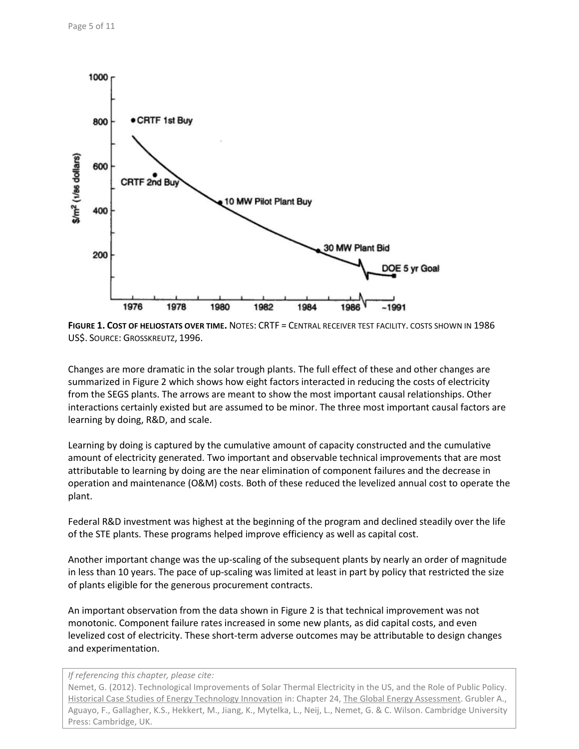**FIGURE 1. COST OF HELIOSTATS OVER TIME.** NOTES: CRTF = CENTRAL RECEIVER TEST FACILITY. COSTS SHOWN IN 1986 US$. SOURCE: GROSSKREUTZ, 1996.

Changes are more dramatic in the solar trough plants. The full effect of these and other changes are summarized in Figure 2 which shows how eight factors interacted in reducing the costs of electricity from the SEGS plants. The arrows are meant to show the most important causal relationships. Other interactions certainly existed but are assumed to be minor. The three most important causal factors are learning by doing, R&D, and scale.

Learning by doing is captured by the cumulative amount of capacity constructed and the cumulative amount of electricity generated. Two important and observable technical improvements that are most attributable to learning by doing are the near elimination of component failures and the decrease in operation and maintenance (O&M) costs. Both of these reduced the levelized annual cost to operate the plant.

Federal R&D investment was highest at the beginning of the program and declined steadily over the life of the STE plants. These programs helped improve efficiency as well as capital cost.

Another important change was the up-scaling of the subsequent plants by nearly an order of magnitude in less than 10 years. The pace of up-scaling was limited at least in part by policy that restricted the size of plants eligible for the generous procurement contracts.

An important observation from the data shown in Figure 2 is that technical improvement was not monotonic. Component failure rates increased in some new plants, as did capital costs, and even levelized cost of electricity. These short-term adverse outcomes may be attributable to design changes and experimentation.

*If referencing this chapter, please cite:*
Nemet, G. (2012). Technological Improvements of Solar Thermal Electricity in the US, and the Role of Public Policy. Historical Case Studies of Energy Technology Innovation in: Chapter 24, The Global Energy Assessment. Grubler A., Aguayo, F., Gallagher, K.S., Hekkert, M., Jiang, K., Mytelka, L., Neij, L., Nemet, G. & C. Wilson. Cambridge University Press: Cambridge, UK.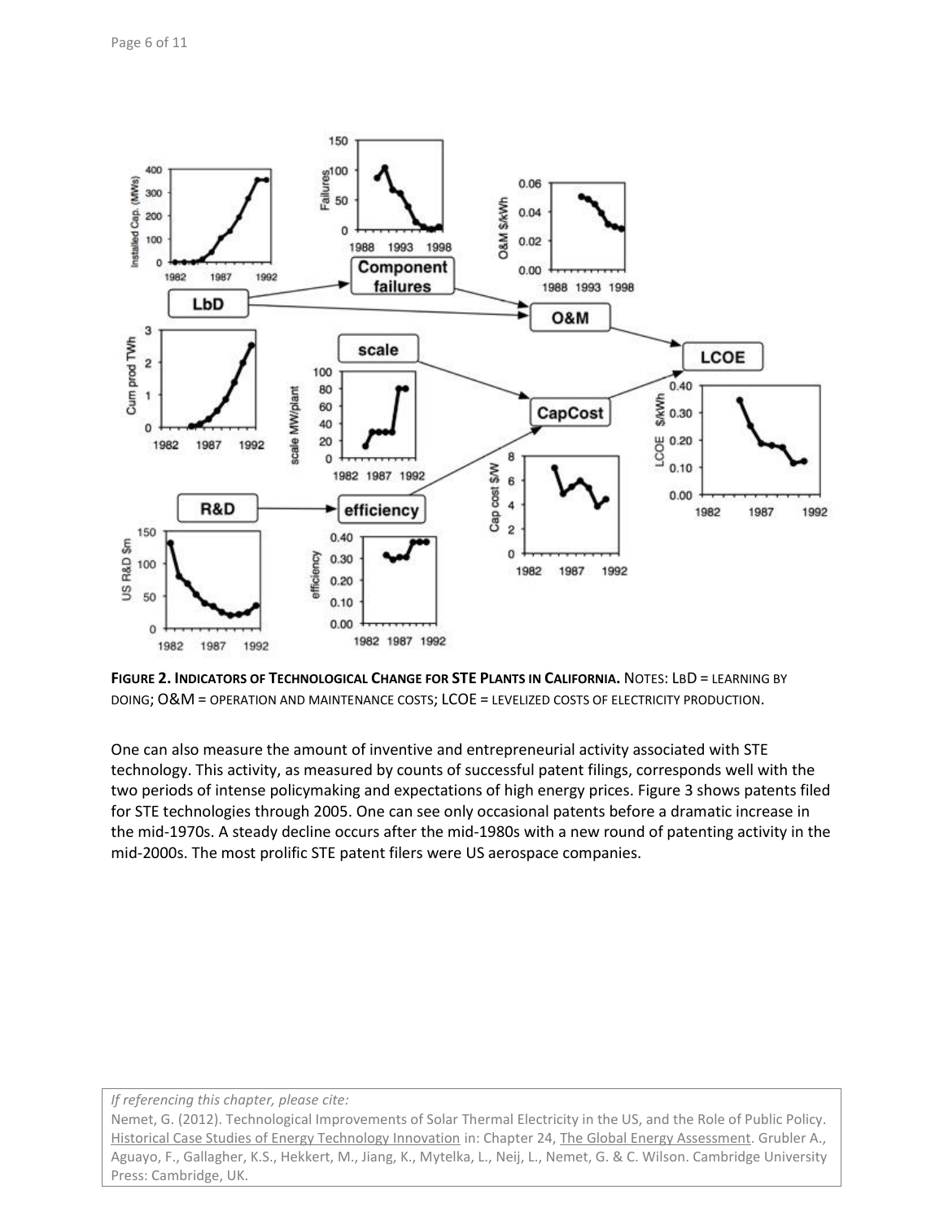**FIGURE 2. INDICATORS OF TECHNOLOGICAL CHANGE FOR STE PLANTS IN CALIFORNIA.** NOTES: LBD = LEARNING BY DOING; O&M = OPERATION AND MAINTENANCE COSTS; LCOE = LEVELIZED COSTS OF ELECTRICITY PRODUCTION.

One can also measure the amount of inventive and entrepreneurial activity associated with STE technology. This activity, as measured by counts of successful patent filings, corresponds well with the two periods of intense policymaking and expectations of high energy prices. Figure 3 shows patents filed for STE technologies through 2005. One can see only occasional patents before a dramatic increase in the mid-1970s. A steady decline occurs after the mid-1980s with a new round of patenting activity in the mid-2000s. The most prolific STE patent filers were US aerospace companies.

*If referencing this chapter, please cite:*
Nemet, G. (2012). Technological Improvements of Solar Thermal Electricity in the US, and the Role of Public Policy. Historical Case Studies of Energy Technology Innovation in: Chapter 24, The Global Energy Assessment. Grubler A., Aguayo, F., Gallagher, K.S., Hekkert, M., Jiang, K., Mytelka, L., Neij, L., Nemet, G. & C. Wilson. Cambridge University Press: Cambridge, UK.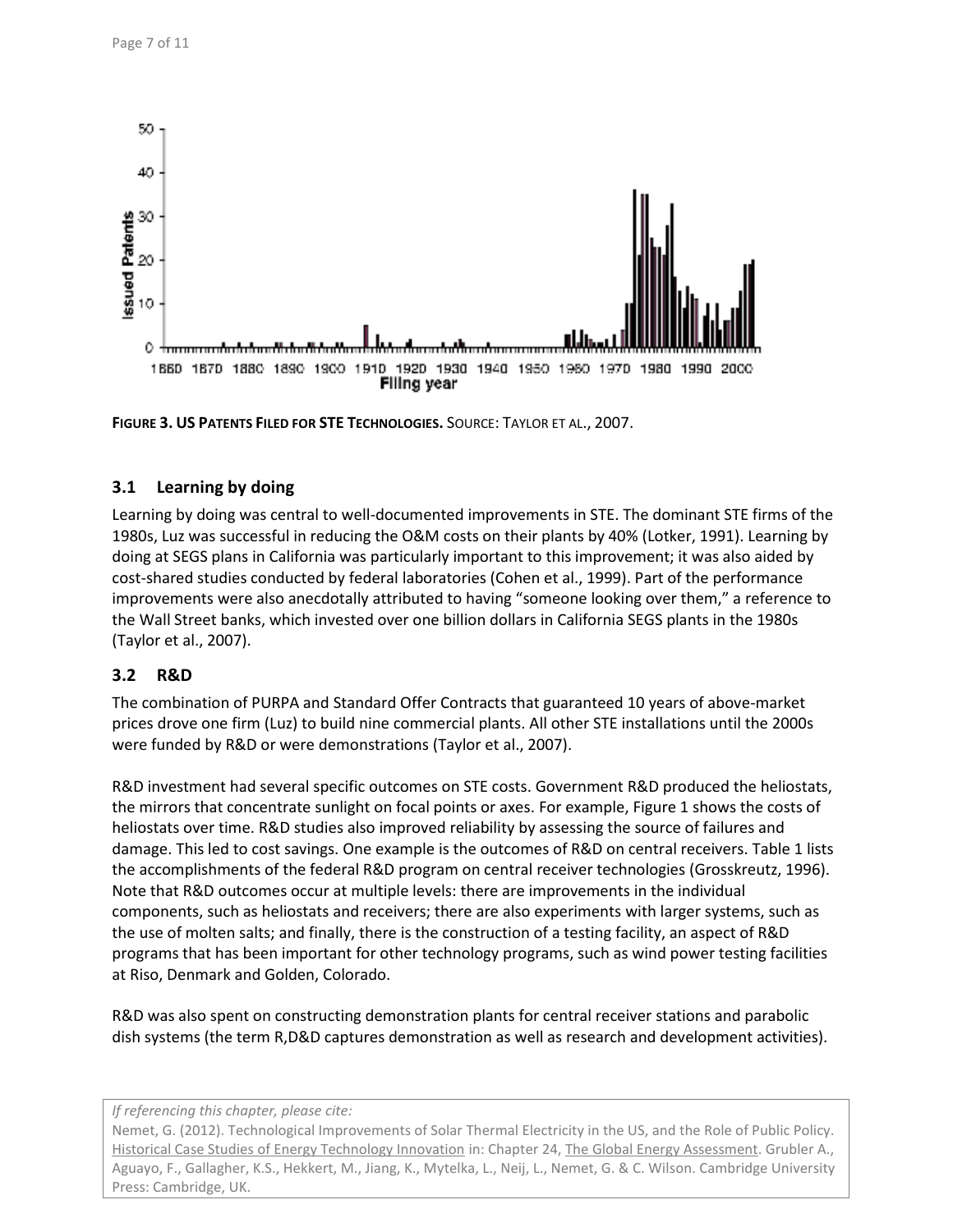**Figure 3. US Patents Filed for STE Technologies.** Source: Taylor et al., 2007.

## 3.1 Learning by doing

Learning by doing was central to well-documented improvements in STE. The dominant STE firms of the 1980s, Luz was successful in reducing the O&M costs on their plants by 40% (Lotker, 1991). Learning by doing at SEGS plans in California was particularly important to this improvement; it was also aided by cost-shared studies conducted by federal laboratories (Cohen et al., 1999). Part of the performance improvements were also anecdotally attributed to having "someone looking over them," a reference to the Wall Street banks, which invested over one billion dollars in California SEGS plants in the 1980s (Taylor et al., 2007).

## 3.2 R&D

The combination of PURPA and Standard Offer Contracts that guaranteed 10 years of above-market prices drove one firm (Luz) to build nine commercial plants. All other STE installations until the 2000s were funded by R&D or were demonstrations (Taylor et al., 2007).

R&D investment had several specific outcomes on STE costs. Government R&D produced the heliostats, the mirrors that concentrate sunlight on focal points or axes. For example, Figure 1 shows the costs of heliostats over time. R&D studies also improved reliability by assessing the source of failures and damage. This led to cost savings. One example is the outcomes of R&D on central receivers. Table 1 lists the accomplishments of the federal R&D program on central receiver technologies (Grosskreutz, 1996). Note that R&D outcomes occur at multiple levels: there are improvements in the individual components, such as heliostats and receivers; there are also experiments with larger systems, such as the use of molten salts; and finally, there is the construction of a testing facility, an aspect of R&D programs that has been important for other technology programs, such as wind power testing facilities at Riso, Denmark and Golden, Colorado.

R&D was also spent on constructing demonstration plants for central receiver stations and parabolic dish systems (the term R,D&D captures demonstration as well as research and development activities).

*If referencing this chapter, please cite:*
Nemet, G. (2012). Technological Improvements of Solar Thermal Electricity in the US, and the Role of Public Policy. Historical Case Studies of Energy Technology Innovation in: Chapter 24, The Global Energy Assessment. Grubler A., Aguayo, F., Gallagher, K.S., Hekkert, M., Jiang, K., Mytelka, L., Neij, L., Nemet, G. & C. Wilson. Cambridge University Press: Cambridge, UK.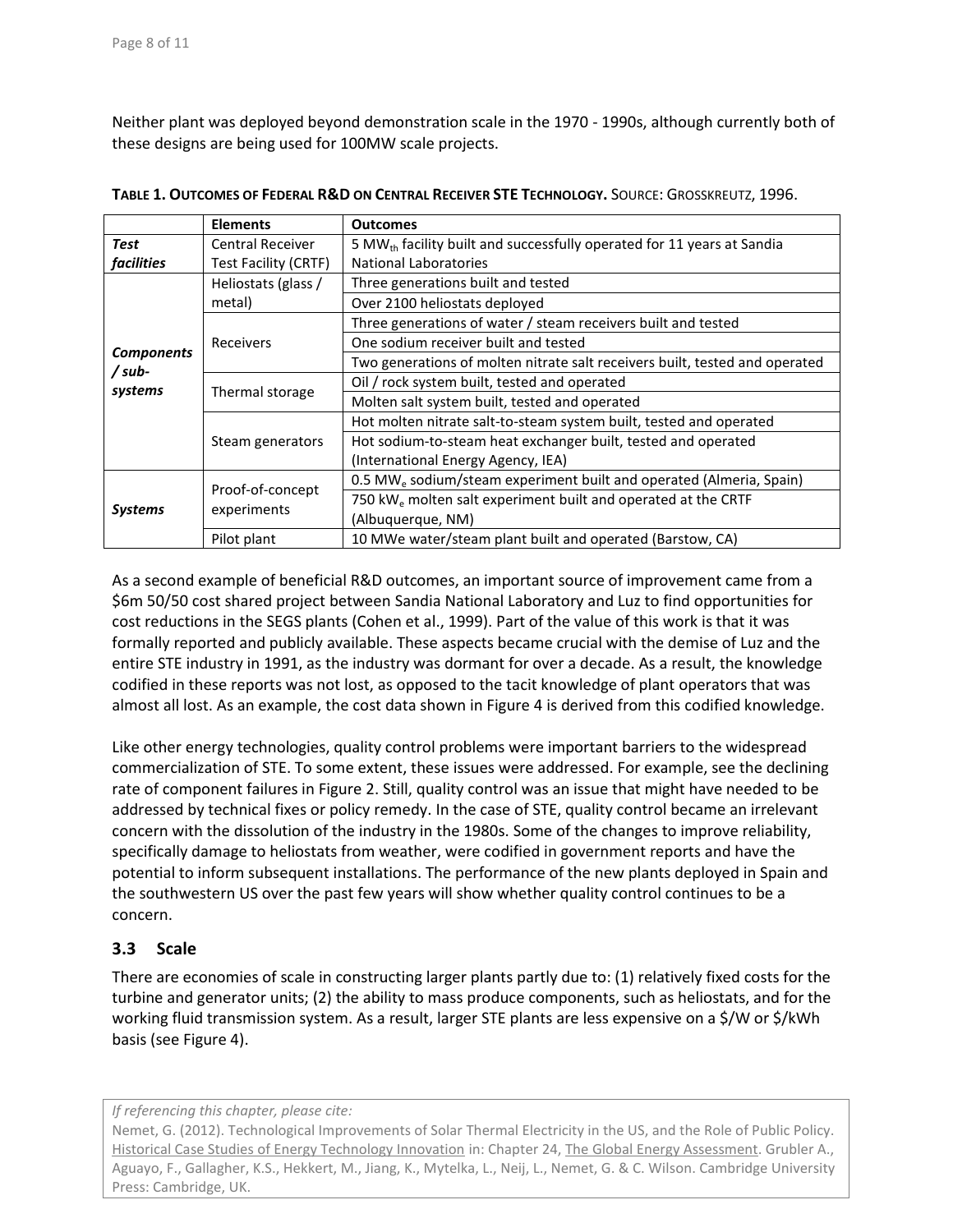Neither plant was deployed beyond demonstration scale in the 1970 - 1990s, although currently both of these designs are being used for 100MW scale projects.

**TABLE 1. OUTCOMES OF FEDERAL R&D ON CENTRAL RECEIVER STE TECHNOLOGY.** SOURCE: GROSSKREUTZ, 1996.

| | Elements | Outcomes |
|---|---|---|
| ***Test facilities*** | Central Receiver Test Facility (CRTF) | 5 $MW_{th}$ facility built and successfully operated for 11 years at Sandia National Laboratories |
| ***Components / sub-systems*** | Heliostats (glass / metal) | Three generations built and tested |
| | | Over 2100 heliostats deployed |
| | Receivers | Three generations of water / steam receivers built and tested |
| | | One sodium receiver built and tested |
| | | Two generations of molten nitrate salt receivers built, tested and operated |
| | Thermal storage | Oil / rock system built, tested and operated |
| | | Molten salt system built, tested and operated |
| | Steam generators | Hot molten nitrate salt-to-steam system built, tested and operated |
| | | Hot sodium-to-steam heat exchanger built, tested and operated (International Energy Agency, IEA) |
| ***Systems*** | Proof-of-concept experiments | 0.5 $MW_e$ sodium/steam experiment built and operated (Almeria, Spain) |
| | | 750 $kW_e$ molten salt experiment built and operated at the CRTF (Albuquerque, NM) |
| | Pilot plant | 10 MWe water/steam plant built and operated (Barstow, CA) |

As a second example of beneficial R&D outcomes, an important source of improvement came from a $6m 50/50 cost shared project between Sandia National Laboratory and Luz to find opportunities for cost reductions in the SEGS plants (Cohen et al., 1999). Part of the value of this work is that it was formally reported and publicly available. These aspects became crucial with the demise of Luz and the entire STE industry in 1991, as the industry was dormant for over a decade. As a result, the knowledge codified in these reports was not lost, as opposed to the tacit knowledge of plant operators that was almost all lost. As an example, the cost data shown in Figure 4 is derived from this codified knowledge.

Like other energy technologies, quality control problems were important barriers to the widespread commercialization of STE. To some extent, these issues were addressed. For example, see the declining rate of component failures in Figure 2. Still, quality control was an issue that might have needed to be addressed by technical fixes or policy remedy. In the case of STE, quality control became an irrelevant concern with the dissolution of the industry in the 1980s. Some of the changes to improve reliability, specifically damage to heliostats from weather, were codified in government reports and have the potential to inform subsequent installations. The performance of the new plants deployed in Spain and the southwestern US over the past few years will show whether quality control continues to be a concern.

### 3.3 Scale

There are economies of scale in constructing larger plants partly due to: (1) relatively fixed costs for the turbine and generator units; (2) the ability to mass produce components, such as heliostats, and for the working fluid transmission system. As a result, larger STE plants are less expensive on a $/W or $/kWh basis (see Figure 4).

*If referencing this chapter, please cite:*
Nemet, G. (2012). Technological Improvements of Solar Thermal Electricity in the US, and the Role of Public Policy. Historical Case Studies of Energy Technology Innovation in: Chapter 24, The Global Energy Assessment. Grubler A., Aguayo, F., Gallagher, K.S., Hekkert, M., Jiang, K., Mytelka, L., Neij, L., Nemet, G. & C. Wilson. Cambridge University Press: Cambridge, UK.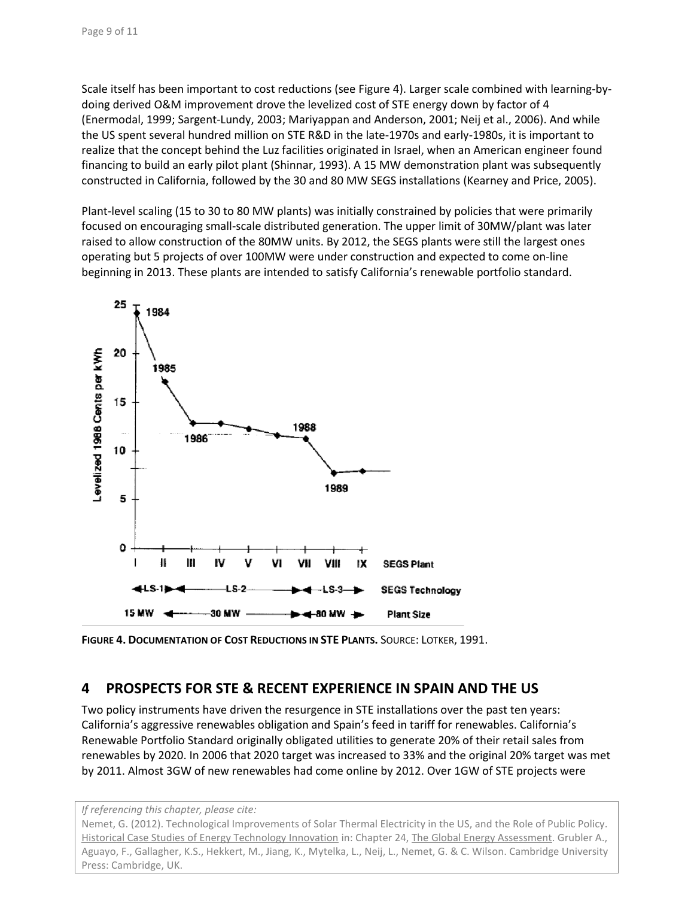Scale itself has been important to cost reductions (see Figure 4). Larger scale combined with learning-by-doing derived O&M improvement drove the levelized cost of STE energy down by factor of 4 (Enermodal, 1999; Sargent-Lundy, 2003; Mariyappan and Anderson, 2001; Neij et al., 2006). And while the US spent several hundred million on STE R&D in the late-1970s and early-1980s, it is important to realize that the concept behind the Luz facilities originated in Israel, when an American engineer found financing to build an early pilot plant (Shinnar, 1993). A 15 MW demonstration plant was subsequently constructed in California, followed by the 30 and 80 MW SEGS installations (Kearney and Price, 2005).

Plant-level scaling (15 to 30 to 80 MW plants) was initially constrained by policies that were primarily focused on encouraging small-scale distributed generation. The upper limit of 30MW/plant was later raised to allow construction of the 80MW units. By 2012, the SEGS plants were still the largest ones operating but 5 projects of over 100MW were under construction and expected to come on-line beginning in 2013. These plants are intended to satisfy California's renewable portfolio standard.

**FIGURE 4. DOCUMENTATION OF COST REDUCTIONS IN STE PLANTS.** SOURCE: LOTKER, 1991.

## 4 PROSPECTS FOR STE & RECENT EXPERIENCE IN SPAIN AND THE US

Two policy instruments have driven the resurgence in STE installations over the past ten years: California's aggressive renewables obligation and Spain's feed in tariff for renewables. California's Renewable Portfolio Standard originally obligated utilities to generate 20% of their retail sales from renewables by 2020. In 2006 that 2020 target was increased to 33% and the original 20% target was met by 2011. Almost 3GW of new renewables had come online by 2012. Over 1GW of STE projects were

*If referencing this chapter, please cite:*
Nemet, G. (2012). Technological Improvements of Solar Thermal Electricity in the US, and the Role of Public Policy. Historical Case Studies of Energy Technology Innovation in: Chapter 24, The Global Energy Assessment. Grubler A., Aguayo, F., Gallagher, K.S., Hekkert, M., Jiang, K., Mytelka, L., Neij, L., Nemet, G. & C. Wilson. Cambridge University Press: Cambridge, UK.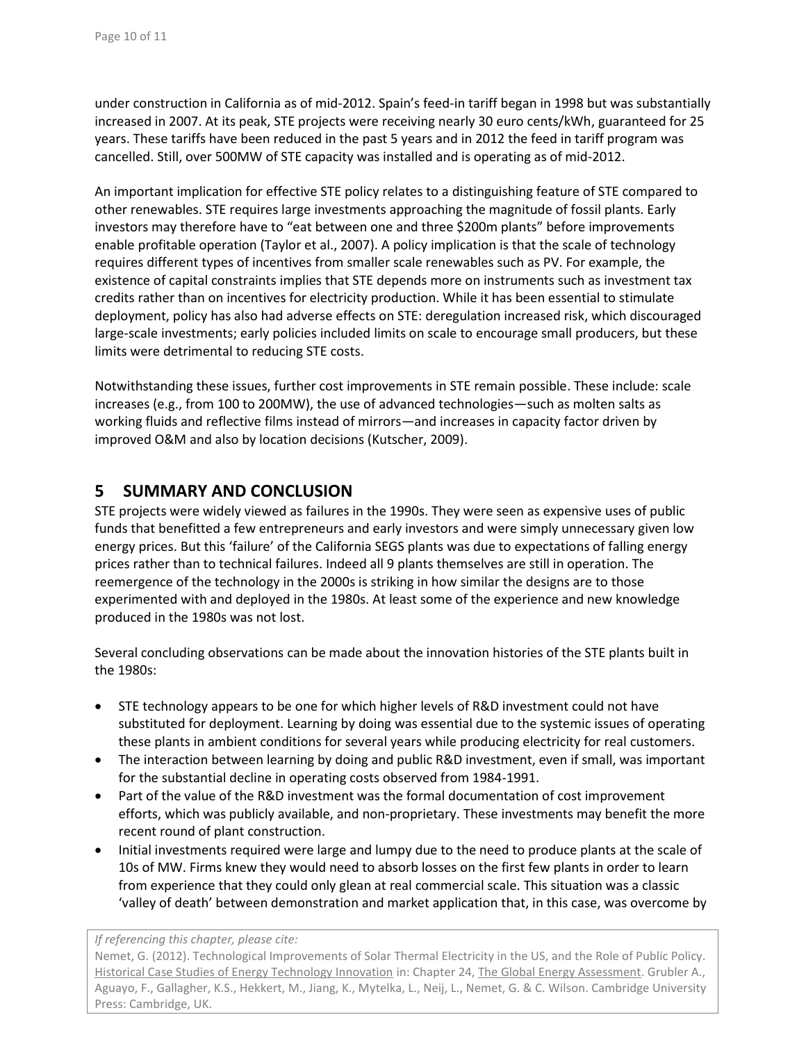under construction in California as of mid-2012. Spain's feed-in tariff began in 1998 but was substantially increased in 2007. At its peak, STE projects were receiving nearly 30 euro cents/kWh, guaranteed for 25 years. These tariffs have been reduced in the past 5 years and in 2012 the feed in tariff program was cancelled. Still, over 500MW of STE capacity was installed and is operating as of mid-2012.

An important implication for effective STE policy relates to a distinguishing feature of STE compared to other renewables. STE requires large investments approaching the magnitude of fossil plants. Early investors may therefore have to "eat between one and three $200m plants" before improvements enable profitable operation (Taylor et al., 2007). A policy implication is that the scale of technology requires different types of incentives from smaller scale renewables such as PV. For example, the existence of capital constraints implies that STE depends more on instruments such as investment tax credits rather than on incentives for electricity production. While it has been essential to stimulate deployment, policy has also had adverse effects on STE: deregulation increased risk, which discouraged large-scale investments; early policies included limits on scale to encourage small producers, but these limits were detrimental to reducing STE costs.

Notwithstanding these issues, further cost improvements in STE remain possible. These include: scale increases (e.g., from 100 to 200MW), the use of advanced technologies—such as molten salts as working fluids and reflective films instead of mirrors—and increases in capacity factor driven by improved O&M and also by location decisions (Kutscher, 2009).

## 5 SUMMARY AND CONCLUSION

STE projects were widely viewed as failures in the 1990s. They were seen as expensive uses of public funds that benefitted a few entrepreneurs and early investors and were simply unnecessary given low energy prices. But this 'failure' of the California SEGS plants was due to expectations of falling energy prices rather than to technical failures. Indeed all 9 plants themselves are still in operation. The reemergence of the technology in the 2000s is striking in how similar the designs are to those experimented with and deployed in the 1980s. At least some of the experience and new knowledge produced in the 1980s was not lost.

Several concluding observations can be made about the innovation histories of the STE plants built in the 1980s:

- STE technology appears to be one for which higher levels of R&D investment could not have substituted for deployment. Learning by doing was essential due to the systemic issues of operating these plants in ambient conditions for several years while producing electricity for real customers.
- The interaction between learning by doing and public R&D investment, even if small, was important for the substantial decline in operating costs observed from 1984-1991.
- Part of the value of the R&D investment was the formal documentation of cost improvement efforts, which was publicly available, and non-proprietary. These investments may benefit the more recent round of plant construction.
- Initial investments required were large and lumpy due to the need to produce plants at the scale of 10s of MW. Firms knew they would need to absorb losses on the first few plants in order to learn from experience that they could only glean at real commercial scale. This situation was a classic 'valley of death' between demonstration and market application that, in this case, was overcome by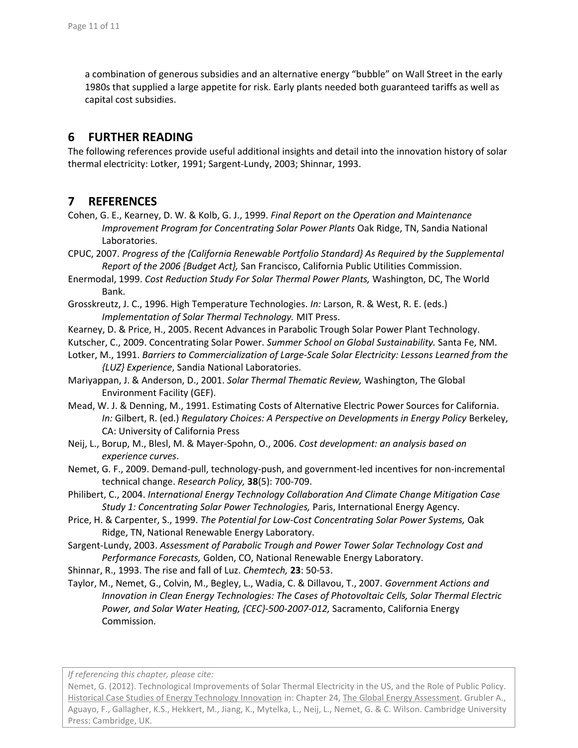a combination of generous subsidies and an alternative energy "bubble" on Wall Street in the early 1980s that supplied a large appetite for risk. Early plants needed both guaranteed tariffs as well as capital cost subsidies.

## 6 FURTHER READING

The following references provide useful additional insights and detail into the innovation history of solar thermal electricity: Lotker, 1991; Sargent-Lundy, 2003; Shinnar, 1993.

## 7 REFERENCES

Cohen, G. E., Kearney, D. W. & Kolb, G. J., 1999. *Final Report on the Operation and Maintenance Improvement Program for Concentrating Solar Power Plants* Oak Ridge, TN, Sandia National Laboratories.

CPUC, 2007. *Progress of the {California Renewable Portfolio Standard} As Required by the Supplemental Report of the 2006 {Budget Act},* San Francisco, California Public Utilities Commission.

Enermodal, 1999. *Cost Reduction Study For Solar Thermal Power Plants,* Washington, DC, The World Bank.

Grosskreutz, J. C., 1996. High Temperature Technologies. *In:* Larson, R. & West, R. E. (eds.) *Implementation of Solar Thermal Technology.* MIT Press.

Kearney, D. & Price, H., 2005. Recent Advances in Parabolic Trough Solar Power Plant Technology.

Kutscher, C., 2009. Concentrating Solar Power. *Summer School on Global Sustainability.* Santa Fe, NM.

Lotker, M., 1991. *Barriers to Commercialization of Large-Scale Solar Electricity: Lessons Learned from the {LUZ} Experience*, Sandia National Laboratories.

Mariyappan, J. & Anderson, D., 2001. *Solar Thermal Thematic Review,* Washington, The Global Environment Facility (GEF).

Mead, W. J. & Denning, M., 1991. Estimating Costs of Alternative Electric Power Sources for California. *In:* Gilbert, R. (ed.) *Regulatory Choices: A Perspective on Developments in Energy Policy* Berkeley, CA: University of California Press

Neij, L., Borup, M., Blesl, M. & Mayer-Spohn, O., 2006. *Cost development: an analysis based on experience curves*.

Nemet, G. F., 2009. Demand-pull, technology-push, and government-led incentives for non-incremental technical change. *Research Policy,* **38**(5): 700-709.

Philibert, C., 2004. *International Energy Technology Collaboration And Climate Change Mitigation Case Study 1: Concentrating Solar Power Technologies,* Paris, International Energy Agency.

Price, H. & Carpenter, S., 1999. *The Potential for Low-Cost Concentrating Solar Power Systems,* Oak Ridge, TN, National Renewable Energy Laboratory.

Sargent-Lundy, 2003. *Assessment of Parabolic Trough and Power Tower Solar Technology Cost and Performance Forecasts,* Golden, CO, National Renewable Energy Laboratory.

Shinnar, R., 1993. The rise and fall of Luz. *Chemtech,* **23**: 50-53.

Taylor, M., Nemet, G., Colvin, M., Begley, L., Wadia, C. & Dillavou, T., 2007. *Government Actions and Innovation in Clean Energy Technologies: The Cases of Photovoltaic Cells, Solar Thermal Electric Power, and Solar Water Heating, {CEC}-500-2007-012,* Sacramento, California Energy Commission.

*If referencing this chapter, please cite:*
Nemet, G. (2012). Technological Improvements of Solar Thermal Electricity in the US, and the Role of Public Policy. Historical Case Studies of Energy Technology Innovation in: Chapter 24, The Global Energy Assessment. Grubler A., Aguayo, F., Gallagher, K.S., Hekkert, M., Jiang, K., Mytelka, L., Neij, L., Nemet, G. & C. Wilson. Cambridge University Press: Cambridge, UK.